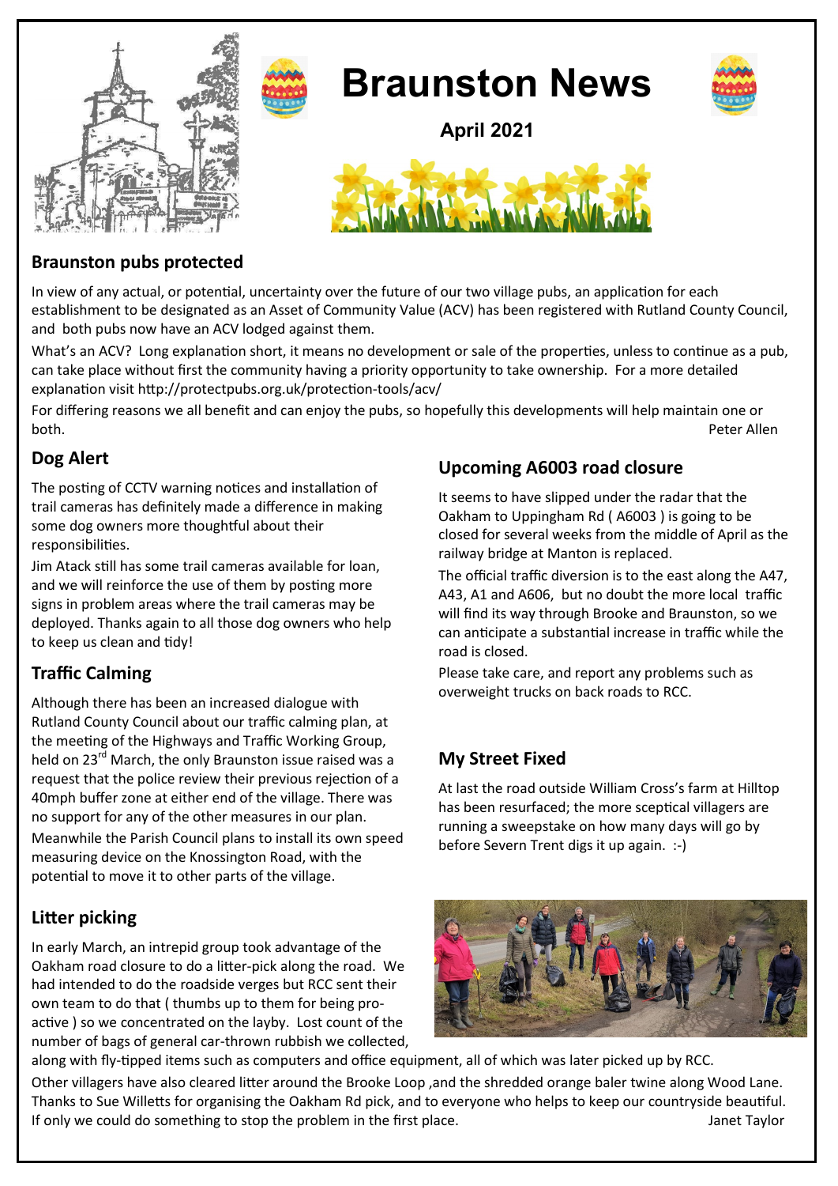# Braunston News

**April 2021**

## Braunston pubs protected

In view of any actual, or potential, uncertainty over the future of our two village pubs, an application for each establishment to be designated as an Asset of Community Value (ACV) has been registered with Rutland County Council, and both pubs now have an ACV lodged against them.

What's an ACV? Long explanation short, it means no development or sale of the properties, unless to continue as a pub, can take place without first the community having a priority opportunity to take ownership. For a more detailed explanation visit http://protectpubs.org.uk/protection-tools/acv/

For differing reasons we all benefit and can enjoy the pubs, so hopefully this developments will help maintain one or both.

Peter Allen

## Dog Alert

The posting of CCTV warning notices and installation of trail cameras has definitely made a difference in making some dog owners more thoughtful about their responsibilities.

Jim Atack still has some trail cameras available for loan, and we will reinforce the use of them by posting more signs in problem areas where the trail cameras may be deployed. Thanks again to all those dog owners who help to keep us clean and tidy!

## Traffic Calming

Although there has been an increased dialogue with Rutland County Council about our traffic calming plan, at the meeting of the Highways and Traffic Working Group, held on 23rd March, the only Braunston issue raised was a request that the police review their previous rejection of a 40mph buffer zone at either end of the village. There was no support for any of the other measures in our plan.

Meanwhile the Parish Council plans to install its own speed measuring device on the Knossington Road, with the potential to move it to other parts of the village.

## Upcoming A6003 road closure

It seems to have slipped under the radar that the Oakham to Uppingham Rd ( A6003 ) is going to be closed for several weeks from the middle of April as the railway bridge at Manton is replaced.

The official traffic diversion is to the east along the A47, A43, A1 and A606, but no doubt the more local traffic will find its way through Brooke and Braunston, so we can anticipate a substantial increase in traffic while the road is closed.

Please take care, and report any problems such as overweight trucks on back roads to RCC.

## My Street Fixed

At last the road outside William Cross's farm at Hilltop has been resurfaced; the more sceptical villagers are running a sweepstake on how many days will go by before Severn Trent digs it up again. :-)

## Litter picking

In early March, an intrepid group took advantage of the Oakham road closure to do a litter-pick along the road. We had intended to do the roadside verges but RCC sent their own team to do that ( thumbs up to them for being pro-active ) so we concentrated on the layby. Lost count of the number of bags of general car-thrown rubbish we collected, along with fly-tipped items such as computers and office equipment, all of which was later picked up by RCC.

Other villagers have also cleared litter around the Brooke Loop ,and the shredded orange baler twine along Wood Lane. Thanks to Sue Willetts for organising the Oakham Rd pick, and to everyone who helps to keep our countryside beautiful. If only we could do something to stop the problem in the first place.

Janet Taylor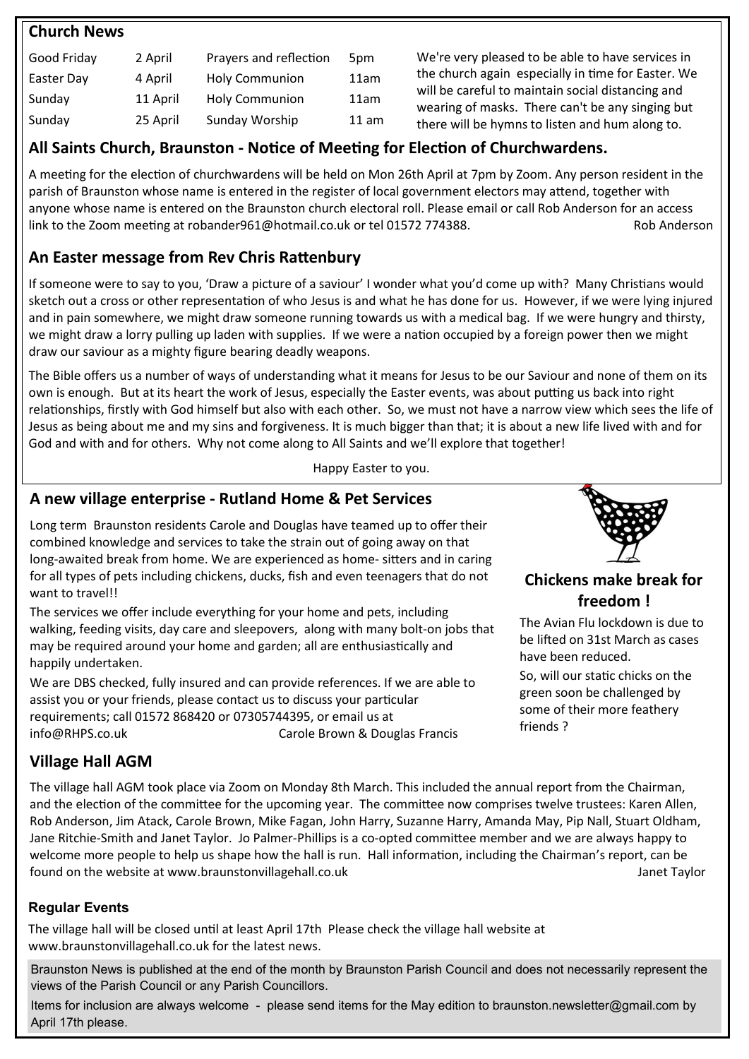## Church News

| | | | |
|---|---|---|---|
| Good Friday | 2 April | Prayers and reflection | 5pm |
| Easter Day | 4 April | Holy Communion | 11am |
| Sunday | 11 April | Holy Communion | 11am |
| Sunday | 25 April | Sunday Worship | 11 am |

We're very pleased to be able to have services in the church again especially in time for Easter. We will be careful to maintain social distancing and wearing of masks. There can't be any singing but there will be hymns to listen and hum along to.

## All Saints Church, Braunston - Notice of Meeting for Election of Churchwardens.

A meeting for the election of churchwardens will be held on Mon 26th April at 7pm by Zoom. Any person resident in the parish of Braunston whose name is entered in the register of local government electors may attend, together with anyone whose name is entered on the Braunston church electoral roll. Please email or call Rob Anderson for an access link to the Zoom meeting at robander961@hotmail.co.uk or tel 01572 774388.

Rob Anderson

## An Easter message from Rev Chris Rattenbury

If someone were to say to you, 'Draw a picture of a saviour' I wonder what you'd come up with? Many Christians would sketch out a cross or other representation of who Jesus is and what he has done for us. However, if we were lying injured and in pain somewhere, we might draw someone running towards us with a medical bag. If we were hungry and thirsty, we might draw a lorry pulling up laden with supplies. If we were a nation occupied by a foreign power then we might draw our saviour as a mighty figure bearing deadly weapons.

The Bible offers us a number of ways of understanding what it means for Jesus to be our Saviour and none of them on its own is enough. But at its heart the work of Jesus, especially the Easter events, was about putting us back into right relationships, firstly with God himself but also with each other. So, we must not have a narrow view which sees the life of Jesus as being about me and my sins and forgiveness. It is much bigger than that; it is about a new life lived with and for God and with and for others. Why not come along to All Saints and we'll explore that together!

Happy Easter to you.

## A new village enterprise - Rutland Home & Pet Services

Long term Braunston residents Carole and Douglas have teamed up to offer their combined knowledge and services to take the strain out of going away on that long-awaited break from home. We are experienced as home- sitters and in caring for all types of pets including chickens, ducks, fish and even teenagers that do not want to travel!!

The services we offer include everything for your home and pets, including walking, feeding visits, day care and sleepovers, along with many bolt-on jobs that may be required around your home and garden; all are enthusiastically and happily undertaken.

We are DBS checked, fully insured and can provide references. If we are able to assist you or your friends, please contact us to discuss your particular requirements; call 01572 868420 or 07305744395, or email us at info@RHPS.co.uk

Carole Brown & Douglas Francis

## Chickens make break for freedom !

The Avian Flu lockdown is due to be lifted on 31st March as cases have been reduced.

So, will our static chicks on the green soon be challenged by some of their more feathery friends ?

## Village Hall AGM

The village hall AGM took place via Zoom on Monday 8th March. This included the annual report from the Chairman, and the election of the committee for the upcoming year. The committee now comprises twelve trustees: Karen Allen, Rob Anderson, Jim Atack, Carole Brown, Mike Fagan, John Harry, Suzanne Harry, Amanda May, Pip Nall, Stuart Oldham, Jane Ritchie-Smith and Janet Taylor. Jo Palmer-Phillips is a co-opted committee member and we are always happy to welcome more people to help us shape how the hall is run. Hall information, including the Chairman's report, can be found on the website at www.braunstonvillagehall.co.uk

Janet Taylor

### Regular Events

The village hall will be closed until at least April 17th Please check the village hall website at www.braunstonvillagehall.co.uk for the latest news.

Braunston News is published at the end of the month by Braunston Parish Council and does not necessarily represent the views of the Parish Council or any Parish Councillors.

Items for inclusion are always welcome - please send items for the May edition to braunston.newsletter@gmail.com by April 17th please.